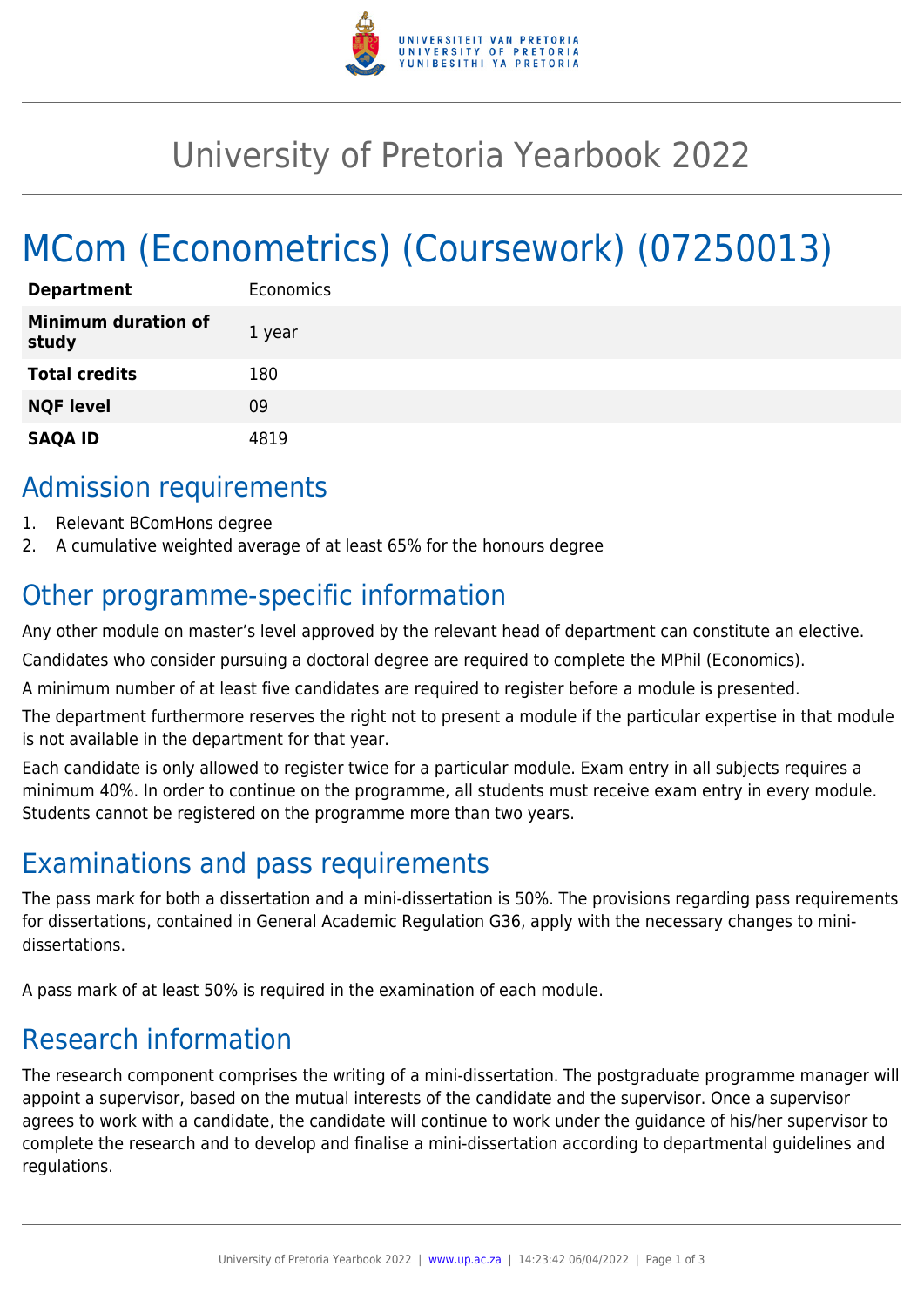# University of Pretoria Yearbook 2022

# MCom (Econometrics) (Coursework) (07250013)

| | |
|---|---|
| **Department** | Economics |
| **Minimum duration of study** | 1 year |
| **Total credits** | 180 |
| **NQF level** | 09 |
| **SAQA ID** | 4819 |

## Admission requirements

1. Relevant BComHons degree
2. A cumulative weighted average of at least 65% for the honours degree

## Other programme-specific information

Any other module on master's level approved by the relevant head of department can constitute an elective.

Candidates who consider pursuing a doctoral degree are required to complete the MPhil (Economics).

A minimum number of at least five candidates are required to register before a module is presented.

The department furthermore reserves the right not to present a module if the particular expertise in that module is not available in the department for that year.

Each candidate is only allowed to register twice for a particular module. Exam entry in all subjects requires a minimum 40%. In order to continue on the programme, all students must receive exam entry in every module. Students cannot be registered on the programme more than two years.

## Examinations and pass requirements

The pass mark for both a dissertation and a mini-dissertation is 50%. The provisions regarding pass requirements for dissertations, contained in General Academic Regulation G36, apply with the necessary changes to mini-dissertations.

A pass mark of at least 50% is required in the examination of each module.

## Research information

The research component comprises the writing of a mini-dissertation. The postgraduate programme manager will appoint a supervisor, based on the mutual interests of the candidate and the supervisor. Once a supervisor agrees to work with a candidate, the candidate will continue to work under the guidance of his/her supervisor to complete the research and to develop and finalise a mini-dissertation according to departmental guidelines and regulations.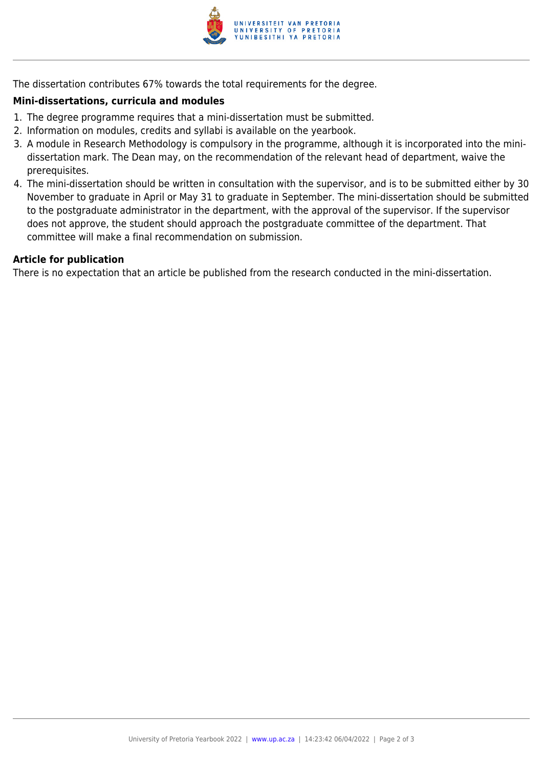The dissertation contributes 67% towards the total requirements for the degree.

### Mini-dissertations, curricula and modules

1. The degree programme requires that a mini-dissertation must be submitted.
2. Information on modules, credits and syllabi is available on the yearbook.
3. A module in Research Methodology is compulsory in the programme, although it is incorporated into the mini-dissertation mark. The Dean may, on the recommendation of the relevant head of department, waive the prerequisites.
4. The mini-dissertation should be written in consultation with the supervisor, and is to be submitted either by 30 November to graduate in April or May 31 to graduate in September. The mini-dissertation should be submitted to the postgraduate administrator in the department, with the approval of the supervisor. If the supervisor does not approve, the student should approach the postgraduate committee of the department. That committee will make a final recommendation on submission.

### Article for publication

There is no expectation that an article be published from the research conducted in the mini-dissertation.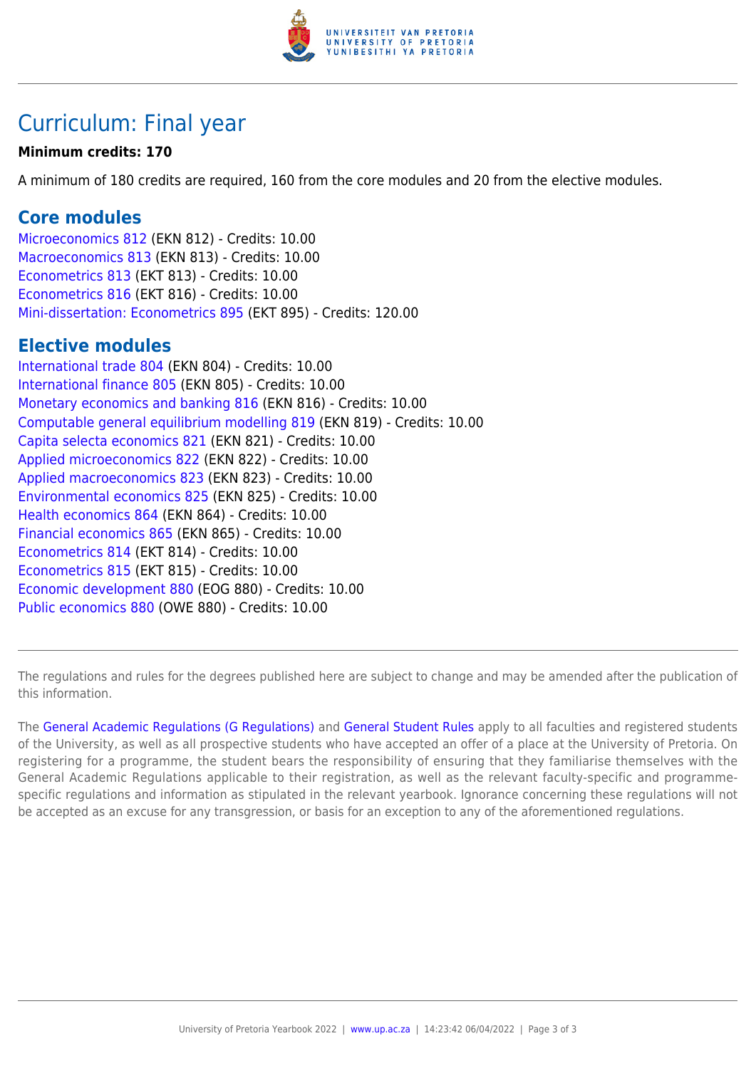# Curriculum: Final year

**Minimum credits: 170**

A minimum of 180 credits are required, 160 from the core modules and 20 from the elective modules.

## Core modules

Microeconomics 812 (EKN 812) - Credits: 10.00
Macroeconomics 813 (EKN 813) - Credits: 10.00
Econometrics 813 (EKT 813) - Credits: 10.00
Econometrics 816 (EKT 816) - Credits: 10.00
Mini-dissertation: Econometrics 895 (EKT 895) - Credits: 120.00

## Elective modules

International trade 804 (EKN 804) - Credits: 10.00
International finance 805 (EKN 805) - Credits: 10.00
Monetary economics and banking 816 (EKN 816) - Credits: 10.00
Computable general equilibrium modelling 819 (EKN 819) - Credits: 10.00
Capita selecta economics 821 (EKN 821) - Credits: 10.00
Applied microeconomics 822 (EKN 822) - Credits: 10.00
Applied macroeconomics 823 (EKN 823) - Credits: 10.00
Environmental economics 825 (EKN 825) - Credits: 10.00
Health economics 864 (EKN 864) - Credits: 10.00
Financial economics 865 (EKN 865) - Credits: 10.00
Econometrics 814 (EKT 814) - Credits: 10.00
Econometrics 815 (EKT 815) - Credits: 10.00
Economic development 880 (EOG 880) - Credits: 10.00
Public economics 880 (OWE 880) - Credits: 10.00

---

The regulations and rules for the degrees published here are subject to change and may be amended after the publication of this information.

The General Academic Regulations (G Regulations) and General Student Rules apply to all faculties and registered students of the University, as well as all prospective students who have accepted an offer of a place at the University of Pretoria. On registering for a programme, the student bears the responsibility of ensuring that they familiarise themselves with the General Academic Regulations applicable to their registration, as well as the relevant faculty-specific and programme-specific regulations and information as stipulated in the relevant yearbook. Ignorance concerning these regulations will not be accepted as an excuse for any transgression, or basis for an exception to any of the aforementioned regulations.